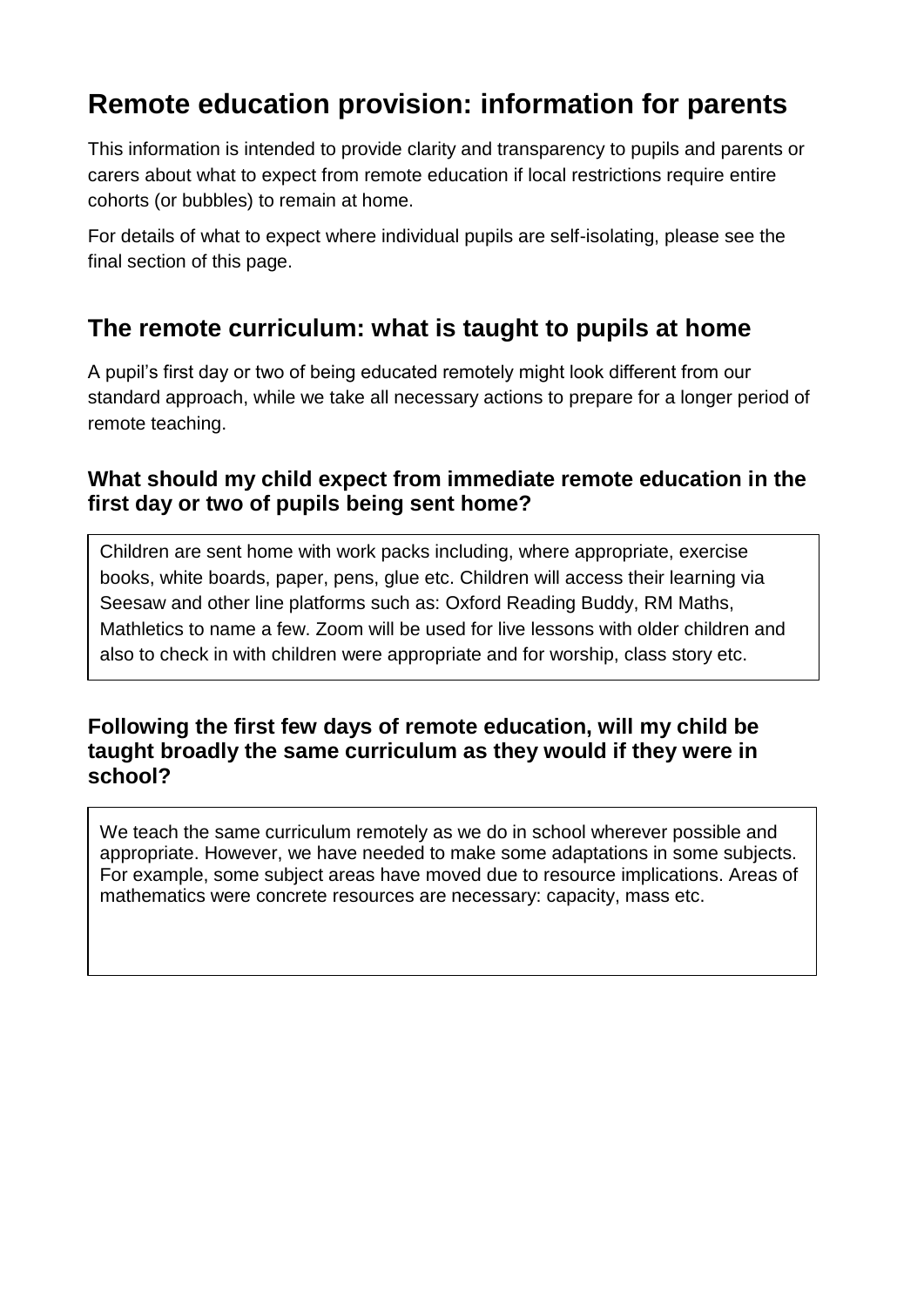# Remote education provision: information for parents

This information is intended to provide clarity and transparency to pupils and parents or carers about what to expect from remote education if local restrictions require entire cohorts (or bubbles) to remain at home.

For details of what to expect where individual pupils are self-isolating, please see the final section of this page.

## The remote curriculum: what is taught to pupils at home

A pupil's first day or two of being educated remotely might look different from our standard approach, while we take all necessary actions to prepare for a longer period of remote teaching.

### What should my child expect from immediate remote education in the first day or two of pupils being sent home?

Children are sent home with work packs including, where appropriate, exercise books, white boards, paper, pens, glue etc. Children will access their learning via Seesaw and other line platforms such as: Oxford Reading Buddy, RM Maths, Mathletics to name a few. Zoom will be used for live lessons with older children and also to check in with children were appropriate and for worship, class story etc.

### Following the first few days of remote education, will my child be taught broadly the same curriculum as they would if they were in school?

We teach the same curriculum remotely as we do in school wherever possible and appropriate. However, we have needed to make some adaptations in some subjects. For example, some subject areas have moved due to resource implications. Areas of mathematics were concrete resources are necessary: capacity, mass etc.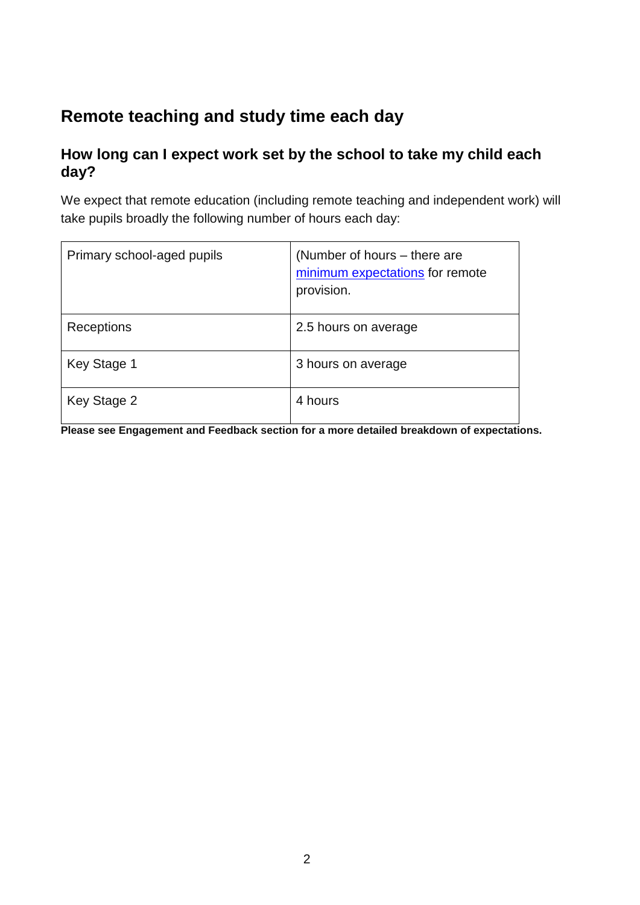## Remote teaching and study time each day

### How long can I expect work set by the school to take my child each day?

We expect that remote education (including remote teaching and independent work) will take pupils broadly the following number of hours each day:

| Primary school-aged pupils | (Number of hours – there are [minimum expectations]() for remote provision. |
|---|---|
| Receptions | 2.5 hours on average |
| Key Stage 1 | 3 hours on average |
| Key Stage 2 | 4 hours |

**Please see Engagement and Feedback section for a more detailed breakdown of expectations.**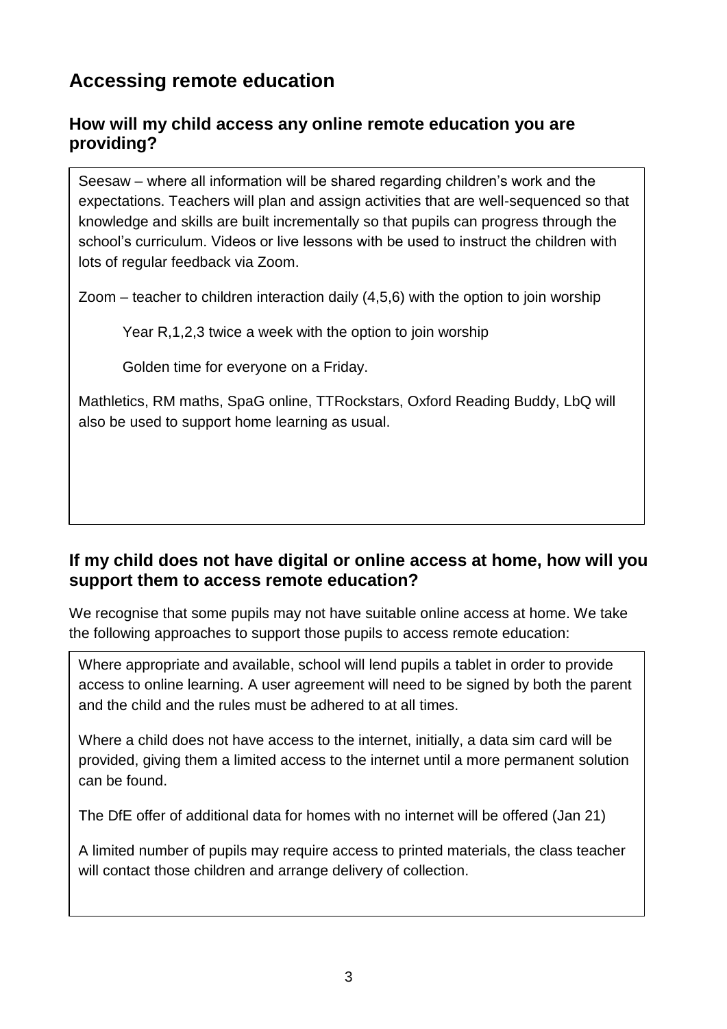## Accessing remote education

### How will my child access any online remote education you are providing?

Seesaw – where all information will be shared regarding children's work and the expectations. Teachers will plan and assign activities that are well-sequenced so that knowledge and skills are built incrementally so that pupils can progress through the school's curriculum. Videos or live lessons with be used to instruct the children with lots of regular feedback via Zoom.

Zoom – teacher to children interaction daily (4,5,6) with the option to join worship

Year R,1,2,3 twice a week with the option to join worship

Golden time for everyone on a Friday.

Mathletics, RM maths, SpaG online, TTRockstars, Oxford Reading Buddy, LbQ will also be used to support home learning as usual.

### If my child does not have digital or online access at home, how will you support them to access remote education?

We recognise that some pupils may not have suitable online access at home. We take the following approaches to support those pupils to access remote education:

Where appropriate and available, school will lend pupils a tablet in order to provide access to online learning. A user agreement will need to be signed by both the parent and the child and the rules must be adhered to at all times.

Where a child does not have access to the internet, initially, a data sim card will be provided, giving them a limited access to the internet until a more permanent solution can be found.

The DfE offer of additional data for homes with no internet will be offered (Jan 21)

A limited number of pupils may require access to printed materials, the class teacher will contact those children and arrange delivery of collection.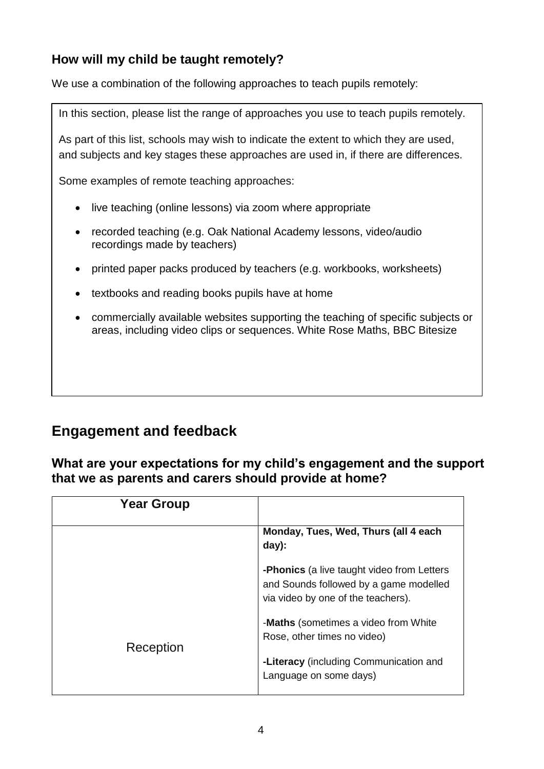### How will my child be taught remotely?

We use a combination of the following approaches to teach pupils remotely:

In this section, please list the range of approaches you use to teach pupils remotely.

As part of this list, schools may wish to indicate the extent to which they are used, and subjects and key stages these approaches are used in, if there are differences.

Some examples of remote teaching approaches:

- live teaching (online lessons) via zoom where appropriate
- recorded teaching (e.g. Oak National Academy lessons, video/audio recordings made by teachers)
- printed paper packs produced by teachers (e.g. workbooks, worksheets)
- textbooks and reading books pupils have at home
- commercially available websites supporting the teaching of specific subjects or areas, including video clips or sequences. White Rose Maths, BBC Bitesize

## Engagement and feedback

### What are your expectations for my child's engagement and the support that we as parents and carers should provide at home?

| Year Group | |
|---|---|
| Reception | **Monday, Tues, Wed, Thurs (all 4 each day):**<br><br>**-Phonics** (a live taught video from Letters and Sounds followed by a game modelled via video by one of the teachers).<br><br>-**Maths** (sometimes a video from White Rose, other times no video)<br><br>**-Literacy** (including Communication and Language on some days) |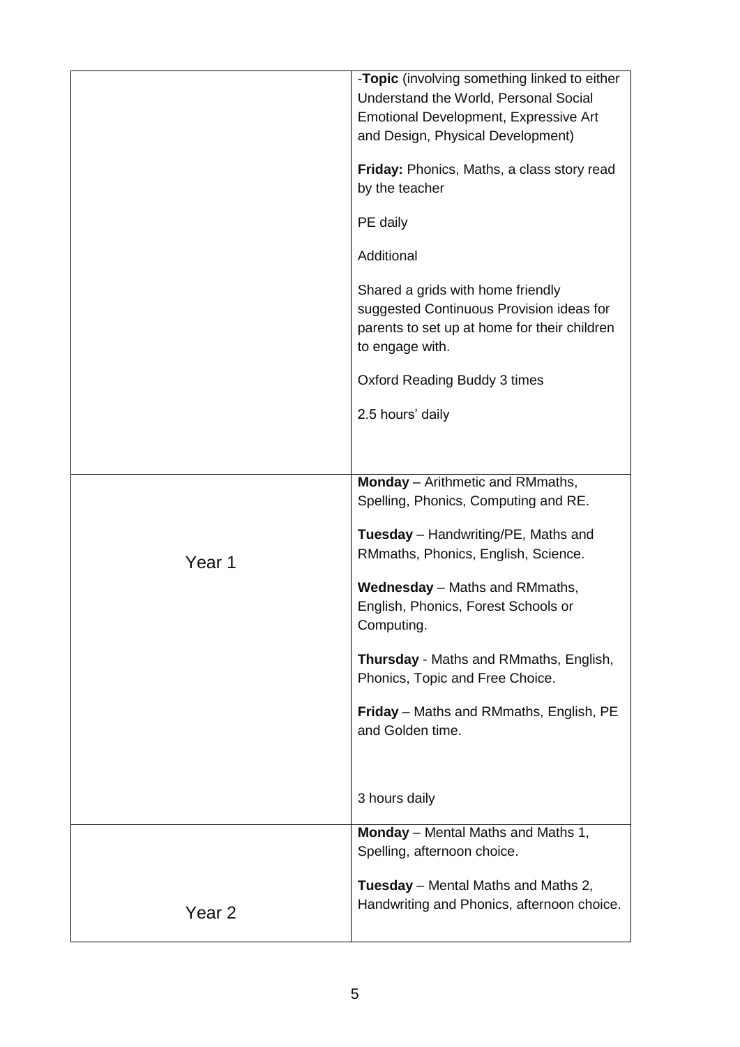| | |
|---|---|
| | -**Topic** (involving something linked to either Understand the World, Personal Social Emotional Development, Expressive Art and Design, Physical Development)<br><br>**Friday:** Phonics, Maths, a class story read by the teacher<br><br>PE daily<br><br>Additional<br><br>Shared a grids with home friendly suggested Continuous Provision ideas for parents to set up at home for their children to engage with.<br><br>Oxford Reading Buddy 3 times<br><br>2.5 hours' daily |
| Year 1 | **Monday** – Arithmetic and RMmaths, Spelling, Phonics, Computing and RE.<br><br>**Tuesday** – Handwriting/PE, Maths and RMmaths, Phonics, English, Science.<br><br>**Wednesday** – Maths and RMmaths, English, Phonics, Forest Schools or Computing.<br><br>**Thursday** - Maths and RMmaths, English, Phonics, Topic and Free Choice.<br><br>**Friday** – Maths and RMmaths, English, PE and Golden time.<br><br>3 hours daily |
| Year 2 | **Monday** – Mental Maths and Maths 1, Spelling, afternoon choice.<br><br>**Tuesday** – Mental Maths and Maths 2, Handwriting and Phonics, afternoon choice. |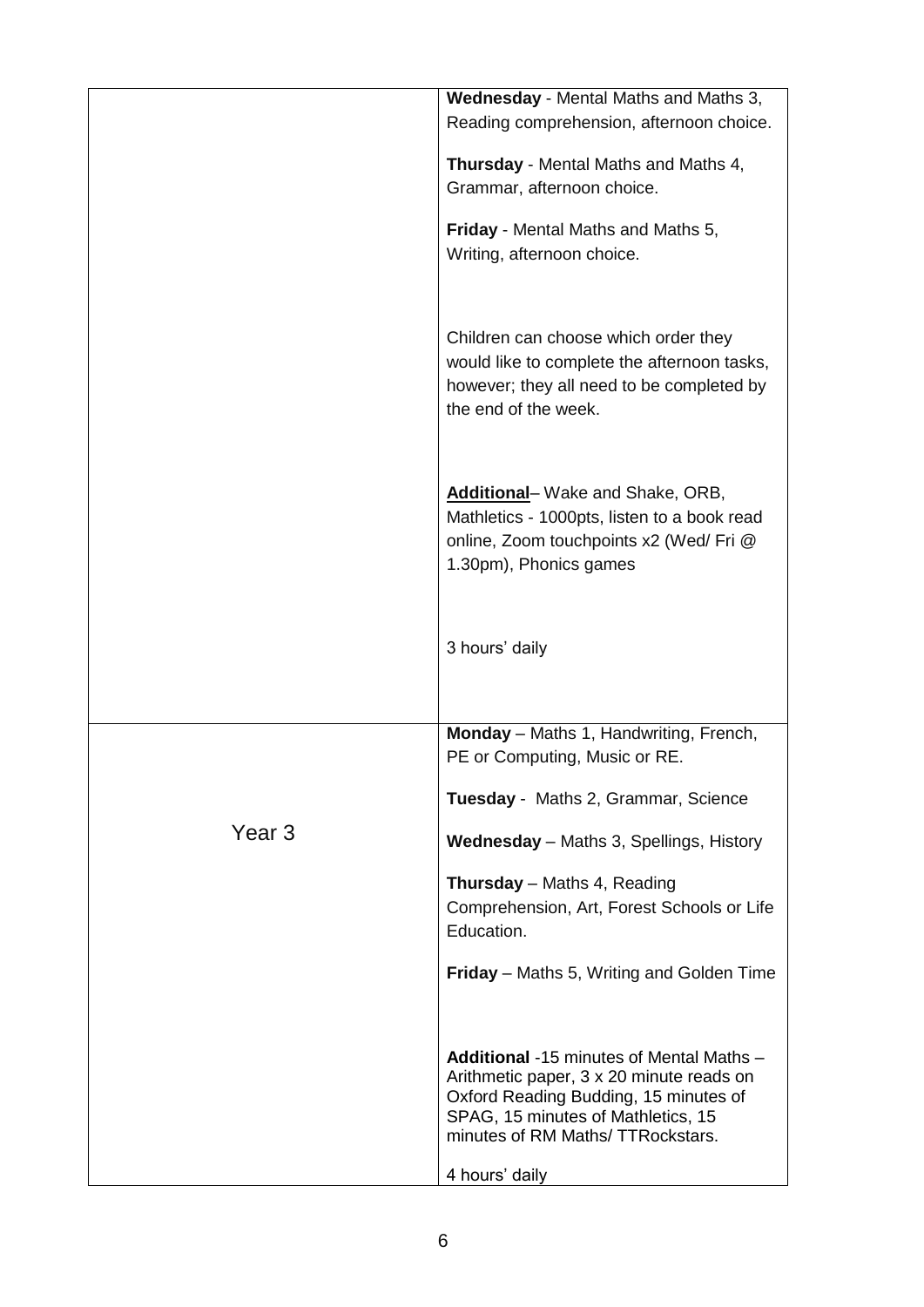| | |
|---|---|
| | **Wednesday** - Mental Maths and Maths 3, Reading comprehension, afternoon choice.<br><br>**Thursday** - Mental Maths and Maths 4, Grammar, afternoon choice.<br><br>**Friday** - Mental Maths and Maths 5, Writing, afternoon choice.<br><br>Children can choose which order they would like to complete the afternoon tasks, however; they all need to be completed by the end of the week.<br><br>**Additional**– Wake and Shake, ORB, Mathletics - 1000pts, listen to a book read online, Zoom touchpoints x2 (Wed/ Fri @ 1.30pm), Phonics games<br><br>3 hours' daily |
| Year 3 | **Monday** – Maths 1, Handwriting, French, PE or Computing, Music or RE.<br><br>**Tuesday** - Maths 2, Grammar, Science<br><br>**Wednesday** – Maths 3, Spellings, History<br><br>**Thursday** – Maths 4, Reading Comprehension, Art, Forest Schools or Life Education.<br><br>**Friday** – Maths 5, Writing and Golden Time<br><br>**Additional** -15 minutes of Mental Maths – Arithmetic paper, 3 x 20 minute reads on Oxford Reading Budding, 15 minutes of SPAG, 15 minutes of Mathletics, 15 minutes of RM Maths/ TTRockstars.<br><br>4 hours' daily |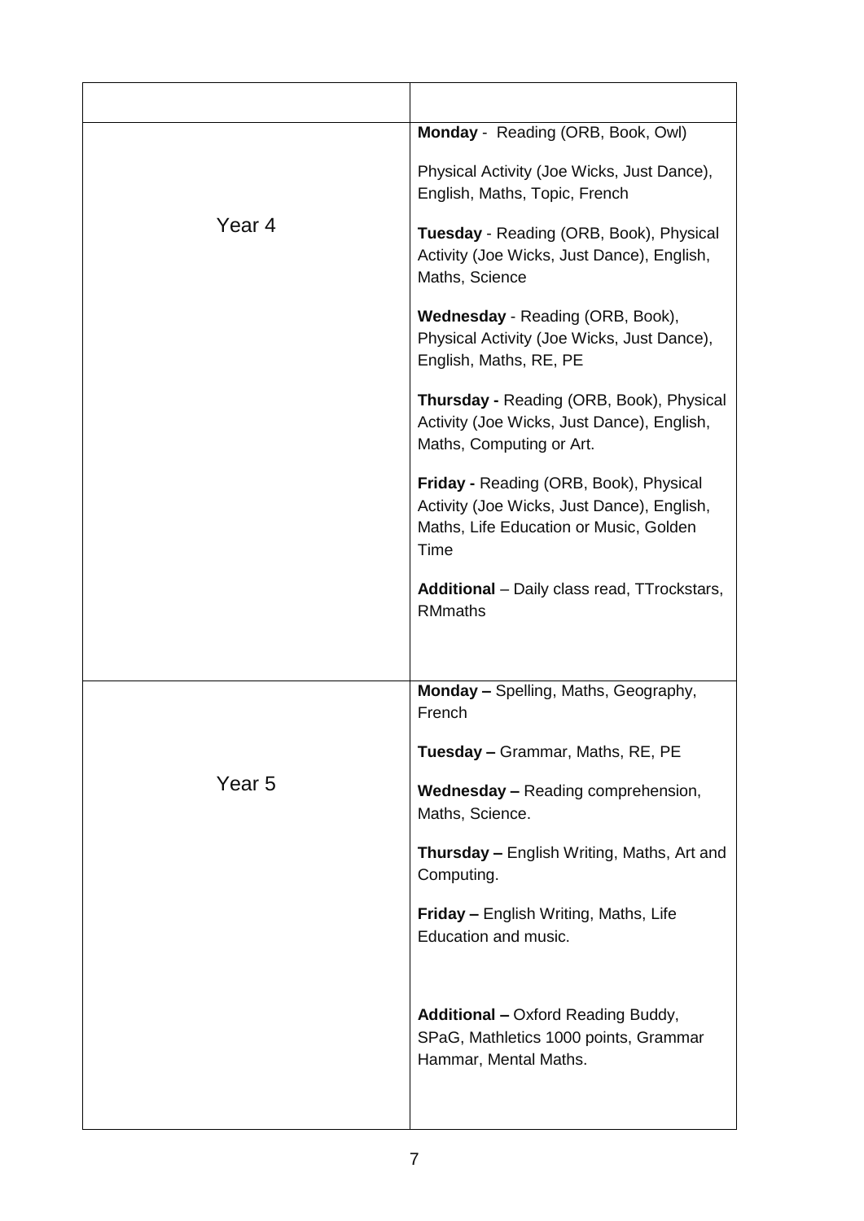| | |
|---|---|
| Year 4 | **Monday** - Reading (ORB, Book, Owl)<br><br>Physical Activity (Joe Wicks, Just Dance), English, Maths, Topic, French<br><br>**Tuesday** - Reading (ORB, Book), Physical Activity (Joe Wicks, Just Dance), English, Maths, Science<br><br>**Wednesday** - Reading (ORB, Book), Physical Activity (Joe Wicks, Just Dance), English, Maths, RE, PE<br><br>**Thursday -** Reading (ORB, Book), Physical Activity (Joe Wicks, Just Dance), English, Maths, Computing or Art.<br><br>**Friday -** Reading (ORB, Book), Physical Activity (Joe Wicks, Just Dance), English, Maths, Life Education or Music, Golden Time<br><br>**Additional** – Daily class read, TTrockstars, RMmaths |
| Year 5 | **Monday –** Spelling, Maths, Geography, French<br><br>**Tuesday –** Grammar, Maths, RE, PE<br><br>**Wednesday –** Reading comprehension, Maths, Science.<br><br>**Thursday –** English Writing, Maths, Art and Computing.<br><br>**Friday –** English Writing, Maths, Life Education and music.<br><br>**Additional –** Oxford Reading Buddy, SPaG, Mathletics 1000 points, Grammar Hammar, Mental Maths. |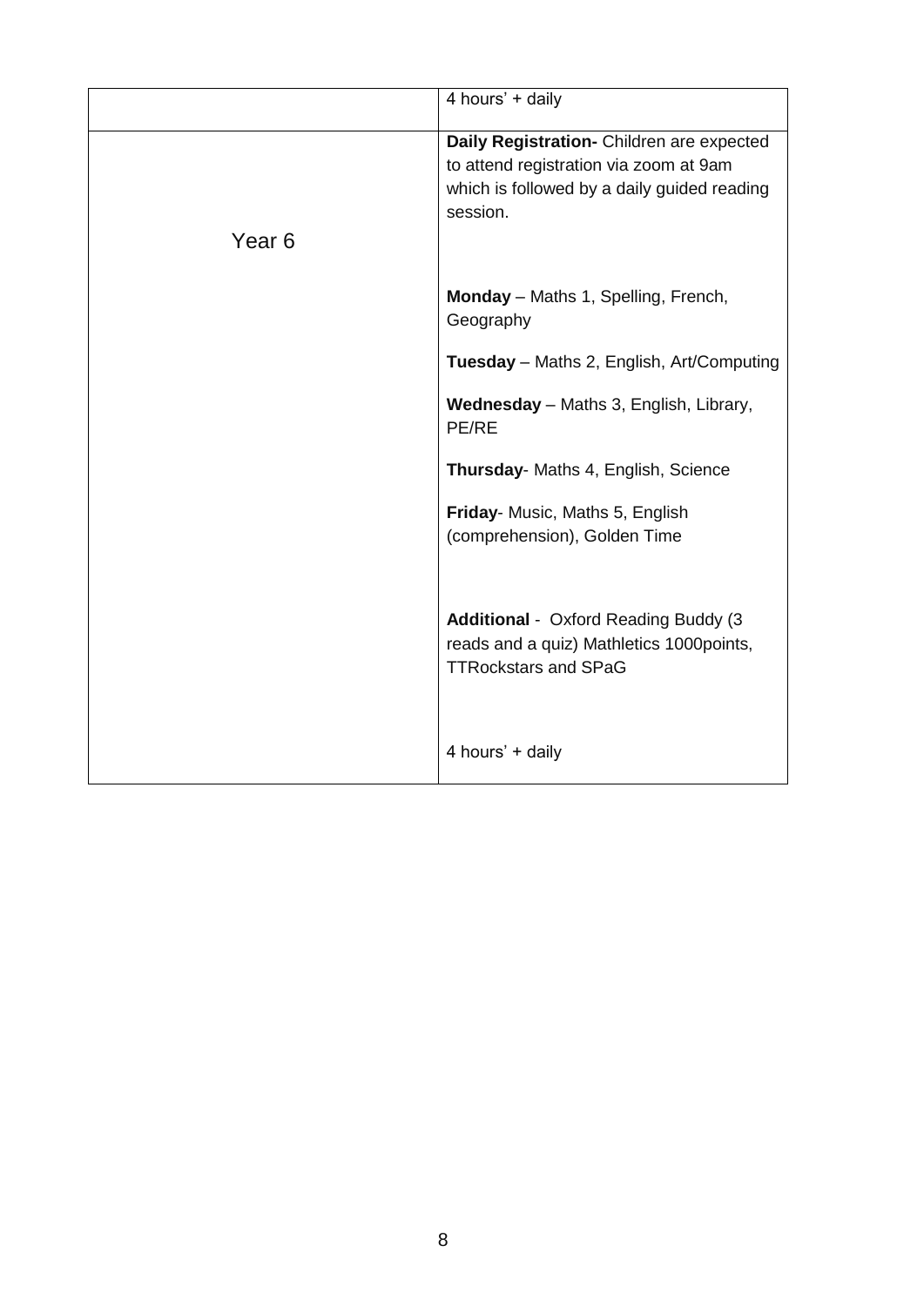| | 4 hours' + daily |
|---|---|
| Year 6 | **Daily Registration-** Children are expected to attend registration via zoom at 9am which is followed by a daily guided reading session.<br><br>**Monday** – Maths 1, Spelling, French, Geography<br><br>**Tuesday** – Maths 2, English, Art/Computing<br><br>**Wednesday** – Maths 3, English, Library, PE/RE<br><br>**Thursday**- Maths 4, English, Science<br><br>**Friday**- Music, Maths 5, English (comprehension), Golden Time<br><br>**Additional** - Oxford Reading Buddy (3 reads and a quiz) Mathletics 1000points, TTRockstars and SPaG<br><br>4 hours' + daily |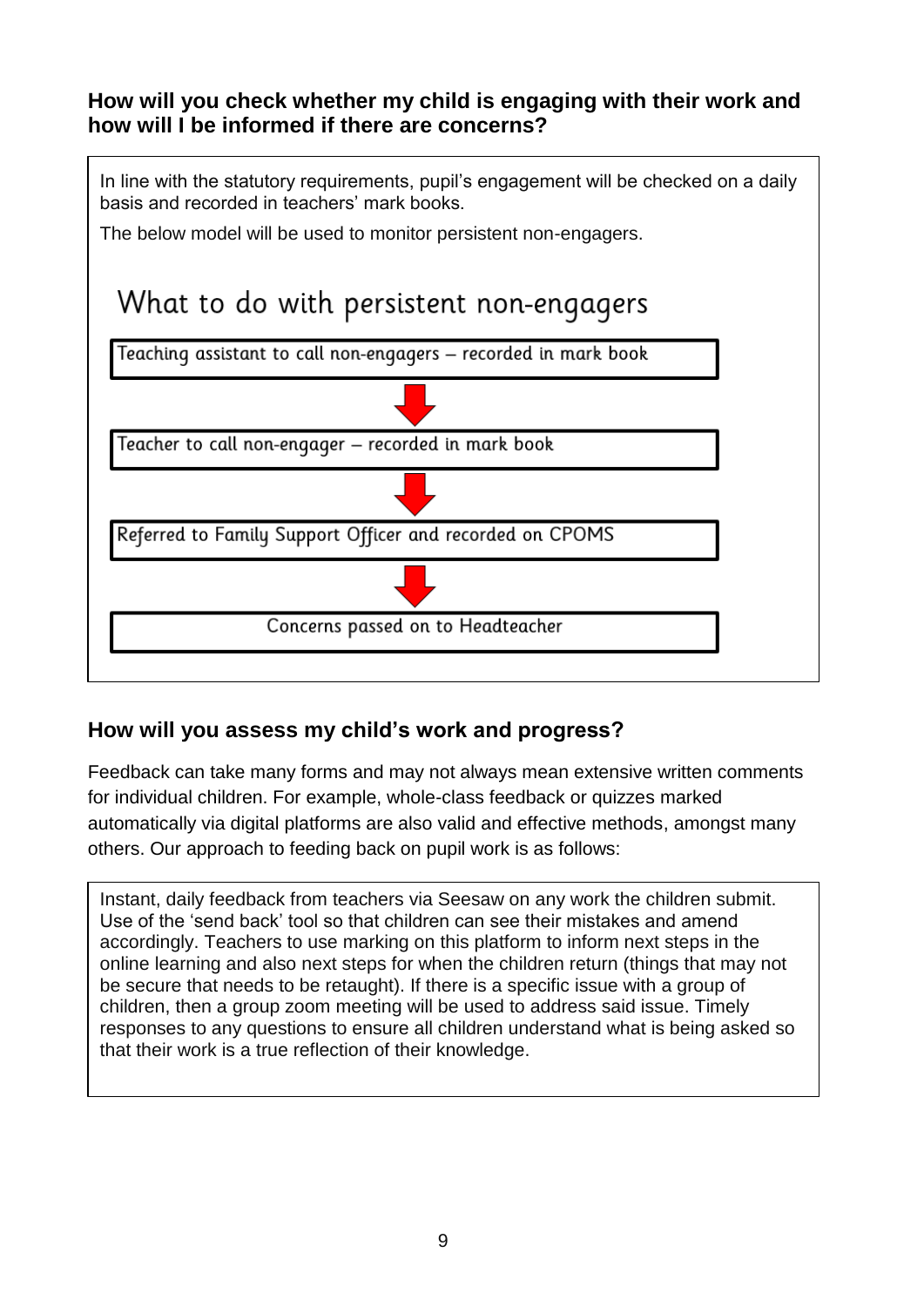### How will you check whether my child is engaging with their work and how will I be informed if there are concerns?

In line with the statutory requirements, pupil's engagement will be checked on a daily basis and recorded in teachers' mark books.

The below model will be used to monitor persistent non-engagers.

**What to do with persistent non-engagers**

1. Teaching assistant to call non-engagers – recorded in mark book
2. Teacher to call non-engager – recorded in mark book
3. Referred to Family Support Officer and recorded on CPOMS
4. Concerns passed on to Headteacher

### How will you assess my child's work and progress?

Feedback can take many forms and may not always mean extensive written comments for individual children. For example, whole-class feedback or quizzes marked automatically via digital platforms are also valid and effective methods, amongst many others. Our approach to feeding back on pupil work is as follows:

Instant, daily feedback from teachers via Seesaw on any work the children submit. Use of the 'send back' tool so that children can see their mistakes and amend accordingly. Teachers to use marking on this platform to inform next steps in the online learning and also next steps for when the children return (things that may not be secure that needs to be retaught). If there is a specific issue with a group of children, then a group zoom meeting will be used to address said issue. Timely responses to any questions to ensure all children understand what is being asked so that their work is a true reflection of their knowledge.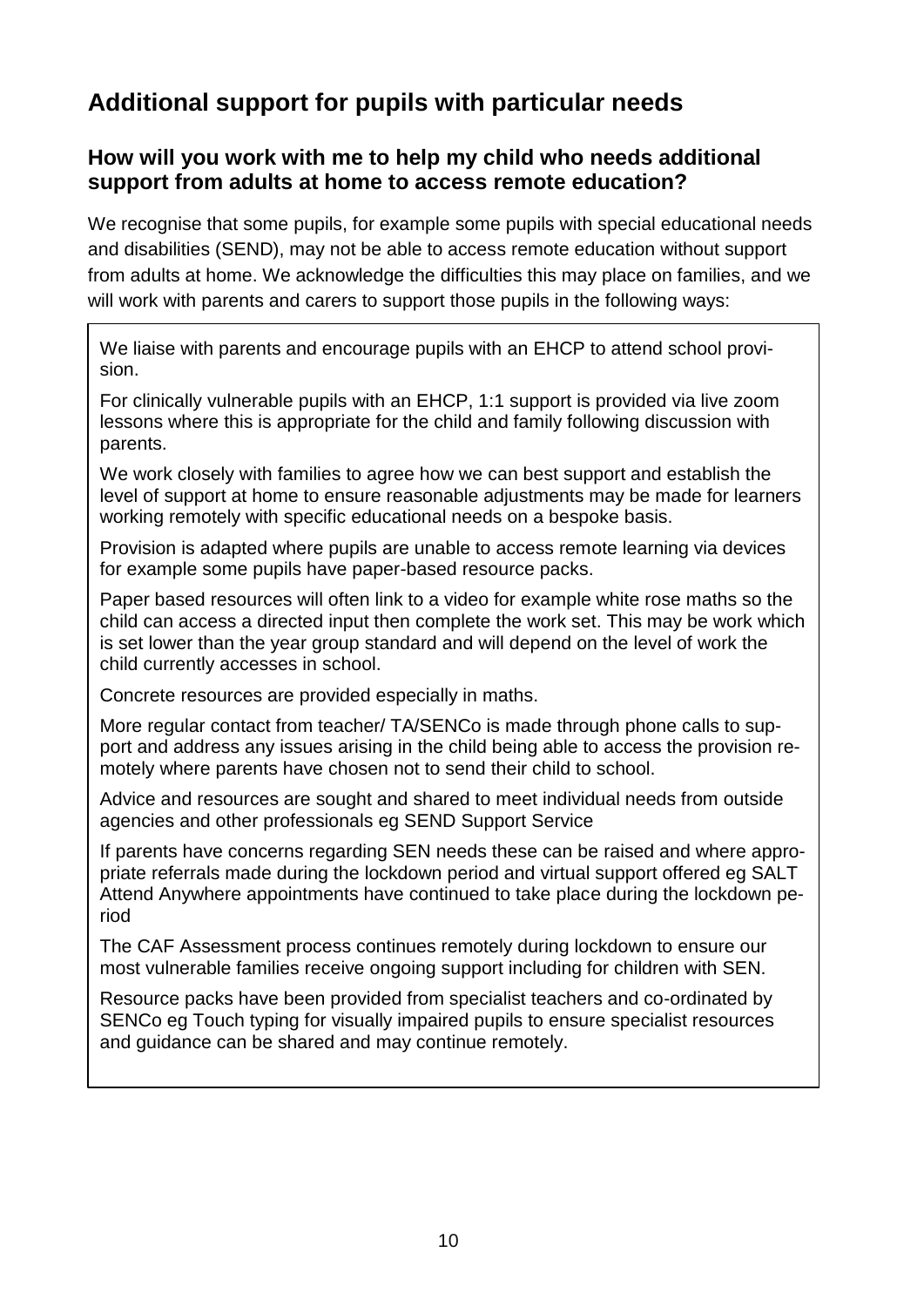## Additional support for pupils with particular needs

### How will you work with me to help my child who needs additional support from adults at home to access remote education?

We recognise that some pupils, for example some pupils with special educational needs and disabilities (SEND), may not be able to access remote education without support from adults at home. We acknowledge the difficulties this may place on families, and we will work with parents and carers to support those pupils in the following ways:

We liaise with parents and encourage pupils with an EHCP to attend school provision.

For clinically vulnerable pupils with an EHCP, 1:1 support is provided via live zoom lessons where this is appropriate for the child and family following discussion with parents.

We work closely with families to agree how we can best support and establish the level of support at home to ensure reasonable adjustments may be made for learners working remotely with specific educational needs on a bespoke basis.

Provision is adapted where pupils are unable to access remote learning via devices for example some pupils have paper-based resource packs.

Paper based resources will often link to a video for example white rose maths so the child can access a directed input then complete the work set. This may be work which is set lower than the year group standard and will depend on the level of work the child currently accesses in school.

Concrete resources are provided especially in maths.

More regular contact from teacher/ TA/SENCo is made through phone calls to support and address any issues arising in the child being able to access the provision remotely where parents have chosen not to send their child to school.

Advice and resources are sought and shared to meet individual needs from outside agencies and other professionals eg SEND Support Service

If parents have concerns regarding SEN needs these can be raised and where appropriate referrals made during the lockdown period and virtual support offered eg SALT Attend Anywhere appointments have continued to take place during the lockdown period

The CAF Assessment process continues remotely during lockdown to ensure our most vulnerable families receive ongoing support including for children with SEN.

Resource packs have been provided from specialist teachers and co-ordinated by SENCo eg Touch typing for visually impaired pupils to ensure specialist resources and guidance can be shared and may continue remotely.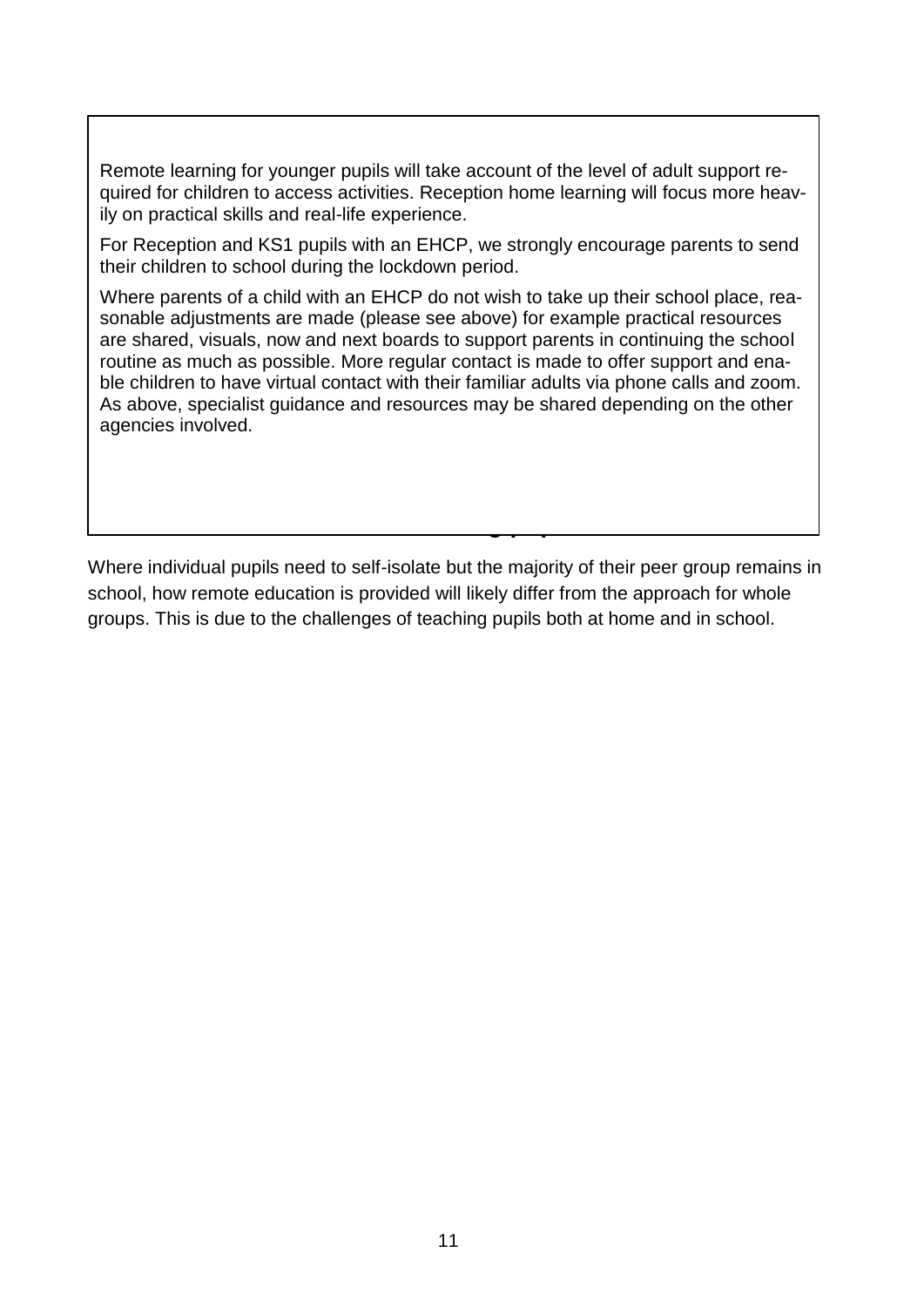Remote learning for younger pupils will take account of the level of adult support required for children to access activities. Reception home learning will focus more heavily on practical skills and real-life experience.

For Reception and KS1 pupils with an EHCP, we strongly encourage parents to send their children to school during the lockdown period.

Where parents of a child with an EHCP do not wish to take up their school place, reasonable adjustments are made (please see above) for example practical resources are shared, visuals, now and next boards to support parents in continuing the school routine as much as possible. More regular contact is made to offer support and enable children to have virtual contact with their familiar adults via phone calls and zoom. As above, specialist guidance and resources may be shared depending on the other agencies involved.

Where individual pupils need to self-isolate but the majority of their peer group remains in school, how remote education is provided will likely differ from the approach for whole groups. This is due to the challenges of teaching pupils both at home and in school.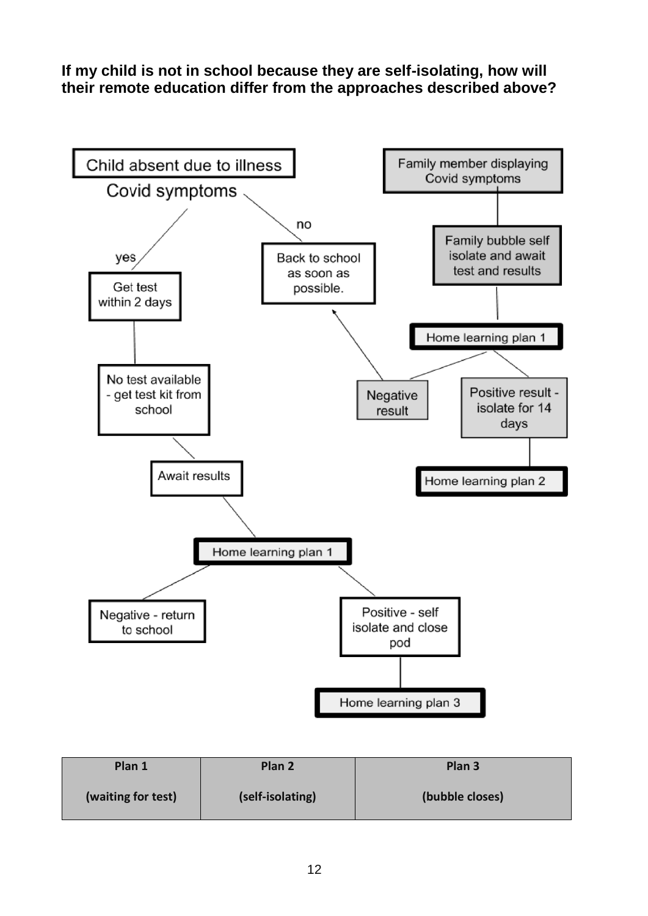**If my child is not in school because they are self-isolating, how will their remote education differ from the approaches described above?**

Child absent due to illness

Covid symptoms

yes

Get test within 2 days

No test available - get test kit from school

Await results

Home learning plan 1

Negative - return to school

Positive - self isolate and close pod

Home learning plan 3

no

Back to school as soon as possible.

Family member displaying Covid symptoms

Family bubble self isolate and await test and results

Home learning plan 1

Negative result

Positive result - isolate for 14 days

Home learning plan 2

| Plan 1<br><br>(waiting for test) | Plan 2<br><br>(self-isolating) | Plan 3<br><br>(bubble closes) |
|---|---|---|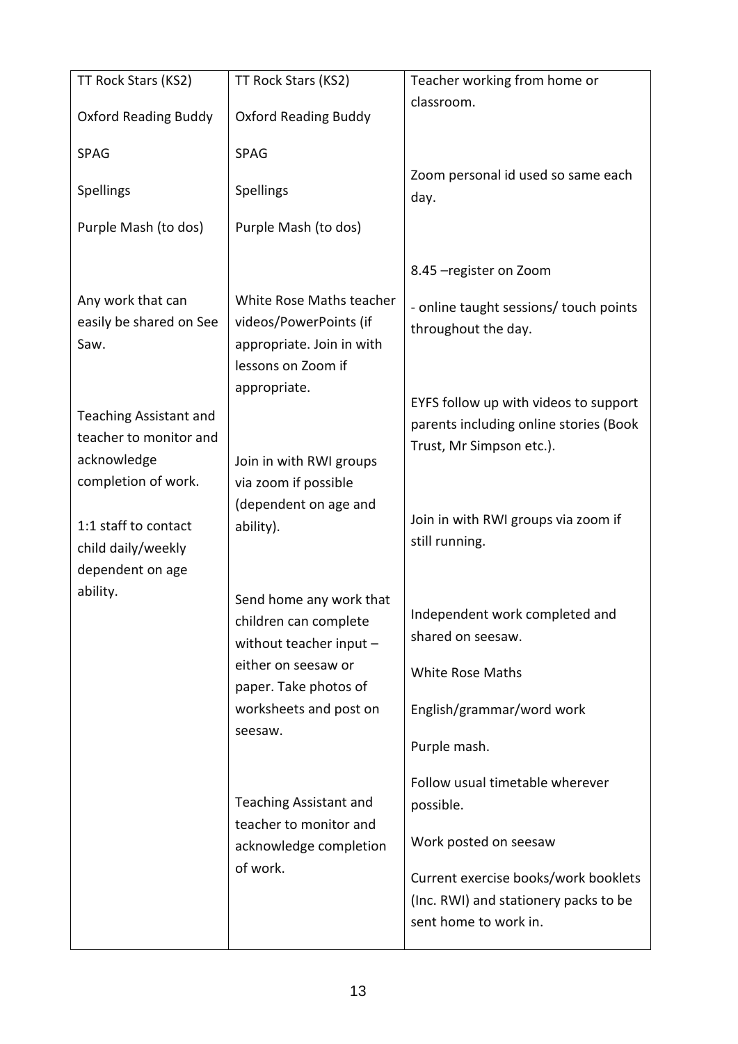| | | |
|---|---|---|
| TT Rock Stars (KS2)<br><br>Oxford Reading Buddy<br><br>SPAG<br><br>Spellings<br><br>Purple Mash (to dos)<br><br>Any work that can easily be shared on See Saw.<br><br>Teaching Assistant and teacher to monitor and acknowledge completion of work.<br><br>1:1 staff to contact child daily/weekly dependent on age ability. | TT Rock Stars (KS2)<br><br>Oxford Reading Buddy<br><br>SPAG<br><br>Spellings<br><br>Purple Mash (to dos)<br><br>White Rose Maths teacher videos/PowerPoints (if appropriate. Join in with lessons on Zoom if appropriate.<br><br>Join in with RWI groups via zoom if possible (dependent on age and ability).<br><br>Send home any work that children can complete without teacher input – either on seesaw or paper. Take photos of worksheets and post on seesaw.<br><br>Teaching Assistant and teacher to monitor and acknowledge completion of work. | Teacher working from home or classroom.<br><br>Zoom personal id used so same each day.<br><br>8.45 –register on Zoom<br><br>- online taught sessions/ touch points throughout the day.<br><br>EYFS follow up with videos to support parents including online stories (Book Trust, Mr Simpson etc.).<br><br>Join in with RWI groups via zoom if still running.<br><br>Independent work completed and shared on seesaw.<br><br>White Rose Maths<br><br>English/grammar/word work<br><br>Purple mash.<br><br>Follow usual timetable wherever possible.<br><br>Work posted on seesaw<br><br>Current exercise books/work booklets (Inc. RWI) and stationery packs to be sent home to work in. |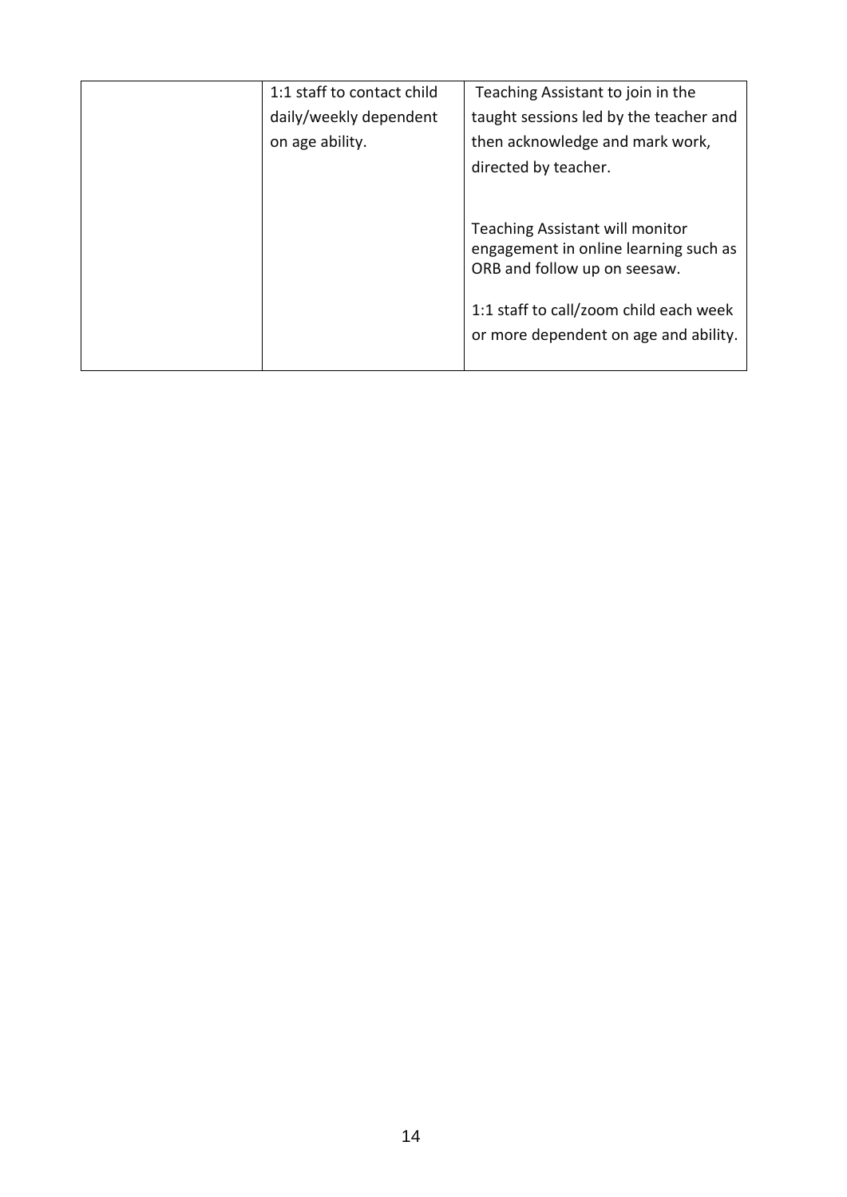| | | |
|---|---|---|
| | 1:1 staff to contact child daily/weekly dependent on age ability. | Teaching Assistant to join in the taught sessions led by the teacher and then acknowledge and mark work, directed by teacher.<br><br>Teaching Assistant will monitor engagement in online learning such as ORB and follow up on seesaw.<br><br>1:1 staff to call/zoom child each week or more dependent on age and ability. |